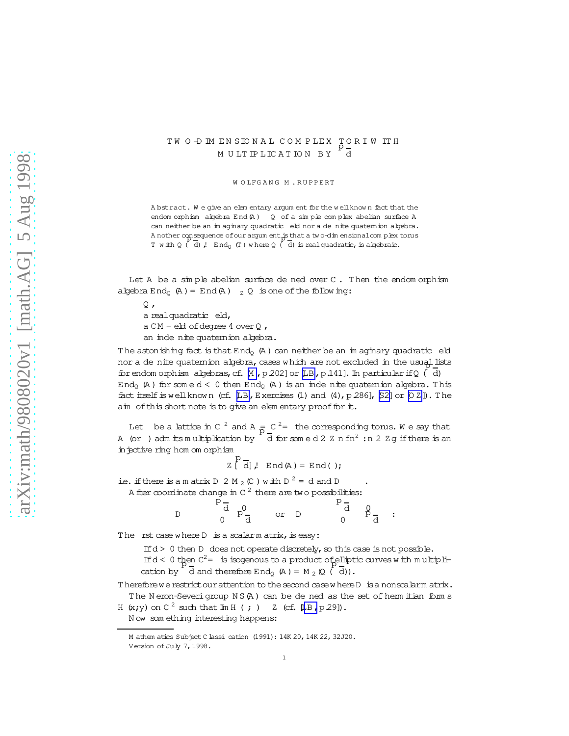# TWO-DIMENSIONAL COMPLEX TORI WITH MULTIPLICATION BY $\sqrt{d}$

WOLFGANG M. RUPPERT

**Abstract.** We give an elementary argument for the well known fact that the endomorphism algebra $\mathrm{End}(A) \otimes \mathbb{Q}$ of a simple complex abelian surface $A$ can neither be an imaginary quadratic field nor a definite quaternion algebra. Another consequence of our argument is that a two-dimensional complex torus $T$ with $\mathbb{Q}(\sqrt{d}) \hookrightarrow \mathrm{End}_{\mathbb{Q}}(T)$ where $\mathbb{Q}(\sqrt{d})$ is real quadratic, is algebraic.

Let $A$ be a simple abelian surface defined over $\mathbb{C}$. Then the endomorphism algebra $\mathrm{End}_{\mathbb{Q}}(A) = \mathrm{End}(A) \otimes_{\mathbb{Z}} \mathbb{Q}$ is one of the following:

- $\mathbb{Q}$,
- a real quadratic field,
- a CM-field of degree 4 over $\mathbb{Q}$,
- an indefinite quaternion algebra.

The astonishing fact is that $\mathrm{End}_{\mathbb{Q}}(A)$ can neither be an imaginary quadratic field nor a definite quaternion algebra, cases which are not excluded in the usual lists for endomorphism algebras, cf. [M, p.202] or [LB, p.141]. In particular if $\mathbb{Q}(\sqrt{d}) \subseteq \mathrm{End}_{\mathbb{Q}}(A)$ for some $d < 0$ then $\mathrm{End}_{\mathbb{Q}}(A)$ is an indefinite quaternion algebra. This fact itself is well known (cf. [LB, Exercises (1) and (4), p.286], [S2] or [OZ]). The aim of this short note is to give an elementary proof for it.

Let $\Gamma$ be a lattice in $\mathbb{C}^2$ and $A = \mathbb{C}^2/\Gamma$ the corresponding torus. We say that $A$ (or $\Gamma$) admits multiplication by $\sqrt{d}$ for some $d \in \mathbb{Z} \setminus \{n^2 : n \in \mathbb{Z}\}$ if there is an injective ring homomorphism

$$\mathbb{Z}[\sqrt{d}] \hookrightarrow \mathrm{End}(A) = \mathrm{End}(\Gamma);$$

i.e. if there is a matrix $D \in M_2(\mathbb{C})$ with $D^2 = d$ and $D\Gamma \subseteq \Gamma$.

After coordinate change in $\mathbb{C}^2$ there are two possibilities:

$$D \sim \begin{pmatrix} \sqrt{d} & 0 \\ 0 & \sqrt{d} \end{pmatrix} \quad \text{or} \quad D \sim \begin{pmatrix} \sqrt{d} & 0 \\ 0 & -\sqrt{d} \end{pmatrix}.$$

The first case where $D$ is a scalar matrix, is easy:

- If $d > 0$ then $D$ does not operate discretely, so this case is not possible.
- If $d < 0$ then $\mathbb{C}^2/\Gamma$ is isogenous to a product of elliptic curves with multiplication by $\sqrt{d}$ and therefore $\mathrm{End}_{\mathbb{Q}}(A) = M_2(\mathbb{Q}(\sqrt{d}))$.

Therefore we restrict our attention to the second case where $D$ is a nonscalar matrix.

The Neron-Severi group $NS(A)$ can be defined as the set of hermitian forms $H(x, y)$ on $\mathbb{C}^2$ such that $\mathrm{Im}\, H(\Gamma, \Gamma) \subseteq \mathbb{Z}$ (cf. [LB, p.29]).

Now something interesting happens:

---

Mathematics Subject Classification (1991): 14K20, 14K22, 32J20.

Version of July 7, 1998.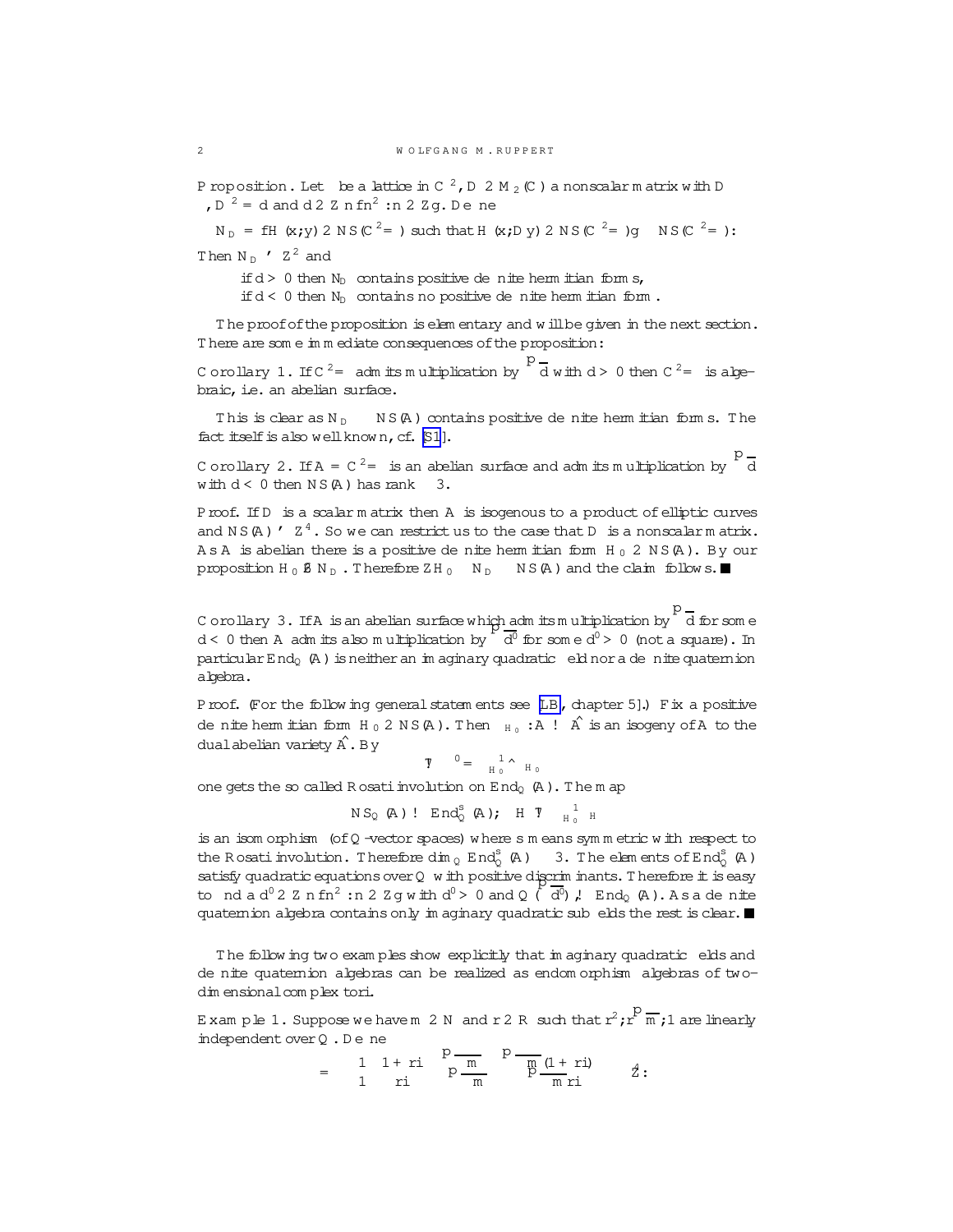**Proposition.** Let $\Gamma$ be a lattice in $\mathbb{C}^2$, $D \in M_2(\mathbb{C})$ a nonscalar matrix with $D\Gamma \subseteq \Gamma$, $D^2 = d$ and $d \in \mathbb{Z} \setminus \{n^2 : n \in \mathbb{Z}\}$. Define

$$N_D = \{H(x,y) \in NS(\mathbb{C}^2/\Gamma) \text{ such that } H(x, Dy) \in NS(\mathbb{C}^2/\Gamma)\} \subseteq NS(\mathbb{C}^2/\Gamma).$$

Then $N_D \simeq \mathbb{Z}^2$ and

- if $d > 0$ then $N_D$ contains positive definite hermitian forms,
- if $d < 0$ then $N_D$ contains no positive definite hermitian form.

The proof of the proposition is elementary and will be given in the next section. There are some immediate consequences of the proposition:

**Corollary 1.** If $\mathbb{C}^2/\Gamma$ admits multiplication by $\sqrt{d}$ with $d > 0$ then $\mathbb{C}^2/\Gamma$ is algebraic, i.e. an abelian surface.

This is clear as $N_D \subseteq NS(A)$ contains positive definite hermitian forms. The fact itself is also well known, cf. [S1].

**Corollary 2.** If $A = \mathbb{C}^2/\Gamma$ is an abelian surface and admits multiplication by $\sqrt{d}$ with $d < 0$ then $NS(A)$ has rank $\geq 3$.

*Proof.* If $D$ is a scalar matrix then $A$ is isogenous to a product of elliptic curves and $NS(A) \simeq \mathbb{Z}^4$. So we can restrict us to the case that $D$ is a nonscalar matrix. As $A$ is abelian there is a positive definite hermitian form $H_0 \in NS(A)$. By our proposition $H_0 \notin N_D$. Therefore $\mathbb{Z}H_0 \oplus N_D \subseteq NS(A)$ and the claim follows. ∎

**Corollary 3.** If $A$ is an abelian surface which admits multiplication by $\sqrt{d}$ for some $d < 0$ then $A$ admits also multiplication by $\sqrt{d'}$ for some $d' > 0$ (not a square). In particular $\mathrm{End}_{\mathbb{Q}}(A)$ is neither an imaginary quadratic field nor a definite quaternion algebra.

*Proof.* (For the following general statements see [LB, chapter 5].) Fix a positive definite hermitian form $H_0 \in NS(A)$. Then $\phi_{H_0} : A \to \hat{A}$ is an isogeny of $A$ to the dual abelian variety $\hat{A}$. By

$$\varphi \mapsto \varphi' = \phi_{H_0}^{-1} \hat{\varphi} \phi_{H_0}$$

one gets the so called Rosati involution on $\mathrm{End}_{\mathbb{Q}}(A)$. The map

$$NS_{\mathbb{Q}}(A) \to \mathrm{End}^s_{\mathbb{Q}}(A), \quad H \mapsto \phi_{H_0}^{-1}\phi_H$$

is an isomorphism (of $\mathbb{Q}$-vector spaces) where $s$ means symmetric with respect to the Rosati involution. Therefore $\dim_{\mathbb{Q}} \mathrm{End}^s_{\mathbb{Q}}(A) \geq 3$. The elements of $\mathrm{End}^s_{\mathbb{Q}}(A)$ satisfy quadratic equations over $\mathbb{Q}$ with positive discriminants. Therefore it is easy to find a $d' \in \mathbb{Z} \setminus \{n^2 : n \in \mathbb{Z}\}$ with $d' > 0$ and $\mathbb{Q}(\sqrt{d'}) \hookrightarrow \mathrm{End}_{\mathbb{Q}}(A)$. As a definite quaternion algebra contains only imaginary quadratic subfields the rest is clear. ∎

The following two examples show explicitly that imaginary quadratic fields and definite quaternion algebras can be realized as endomorphism algebras of two-dimensional complex tori.

**Example 1.** Suppose we have $m \in \mathbb{N}$ and $r \in \mathbb{R}$ such that $r^2, r\sqrt{m}, 1$ are linearly independent over $\mathbb{Q}$. Define

$$\Gamma = \begin{pmatrix} 1 & 1+ri & \sqrt{m} & \sqrt{m}(1+ri) \\ 1 & ri & -\sqrt{m} & -\sqrt{m}\,ri \end{pmatrix} \mathbb{Z}^4 :$$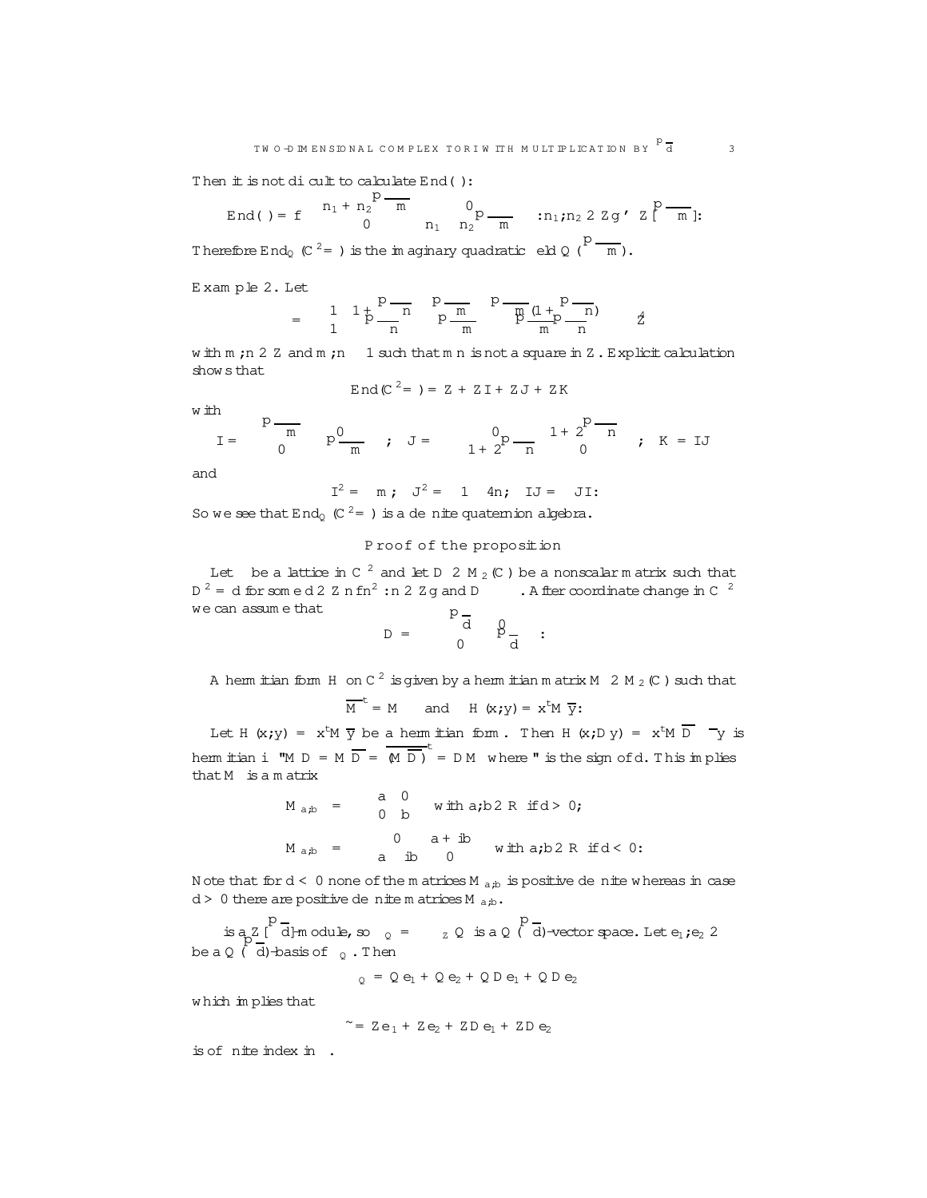Then it is not difficult to calculate $\mathrm{End}(\Lambda)$:

$$\mathrm{End}(\Lambda) = \left\{ \begin{pmatrix} n_1 + n_2\sqrt{-m} & 0 \\ 0 & n_1 - n_2\sqrt{-m} \end{pmatrix} : n_1, n_2 \in \mathbb{Z} \right\} \simeq \mathbb{Z}[\sqrt{-m}].$$

Therefore $\mathrm{End}_{\mathbb{Q}}(\mathbb{C}^2/\Lambda)$ is the imaginary quadratic field $\mathbb{Q}(\sqrt{-m})$.

**Example 2.** Let

$$\Lambda = \begin{pmatrix} 1 & 1+\sqrt{-n} & \sqrt{-m} & \sqrt{-m}(1+\sqrt{-n}) \\ 1 & -\sqrt{-n} & -\sqrt{-m} & \sqrt{-m}\sqrt{-n} \end{pmatrix} \mathbb{Z}^4$$

with $m, n \in \mathbb{Z}$ and $m, n \geq 1$ such that $mn$ is not a square in $\mathbb{Z}$. Explicit calculation shows that

$$\mathrm{End}(\mathbb{C}^2/\Lambda) = \mathbb{Z} + \mathbb{Z}I + \mathbb{Z}J + \mathbb{Z}K$$

with

$$I = \begin{pmatrix} \sqrt{-m} & 0 \\ 0 & -\sqrt{-m} \end{pmatrix}; \quad J = \begin{pmatrix} 0 & 1+2\sqrt{-n} \\ 1+2\sqrt{-n} & 0 \end{pmatrix}; \quad K = IJ$$

and

$$I^2 = -m; \quad J^2 = -1-4n; \quad IJ = -JI:$$

So we see that $\mathrm{End}_{\mathbb{Q}}(\mathbb{C}^2/\Lambda)$ is a definite quaternion algebra.

## Proof of the proposition

Let $\Lambda$ be a lattice in $\mathbb{C}^2$ and let $D \in M_2(\mathbb{C})$ be a nonscalar matrix such that $D^2 = d$ for some $d \in \mathbb{Z} \setminus \{n^2 : n \in \mathbb{Z}\}$ and $D\Lambda \subseteq \Lambda$. After coordinate change in $\mathbb{C}^2$ we can assume that

$$D = \begin{pmatrix} \sqrt{d} & 0 \\ 0 & -\sqrt{d} \end{pmatrix}:$$

A hermitian form $H$ on $\mathbb{C}^2$ is given by a hermitian matrix $M \in M_2(\mathbb{C})$ such that

$$\overline{M}^t = M \quad \text{and} \quad H(x, y) = x^t M \overline{y}:$$

Let $H(x, y) = x^t M \overline{y}$ be a hermitian form. Then $H(x, Dy) = x^t M \overline{D}\,\overline{y}$ is hermitian iff $\varepsilon M D = M\overline{D} = \overline{(M\overline{D})}^t = DM$ where $\varepsilon$ is the sign of $d$. This implies that $M$ is a matrix

$$M_{a,b} = \begin{pmatrix} a & 0 \\ 0 & b \end{pmatrix} \quad \text{with } a, b \in \mathbb{R} \text{ if } d > 0;$$

$$M_{a,b} = \begin{pmatrix} 0 & a+ib \\ a-ib & 0 \end{pmatrix} \quad \text{with } a, b \in \mathbb{R} \text{ if } d < 0:$$

Note that for $d < 0$ none of the matrices $M_{a,b}$ is positive definite whereas in case $d > 0$ there are positive definite matrices $M_{a,b}$.

$\Lambda$ is a $\mathbb{Z}[\sqrt{d}]$-module, so $\Lambda_{\mathbb{Q}} = \Lambda \otimes_{\mathbb{Z}} \mathbb{Q}$ is a $\mathbb{Q}(\sqrt{d})$-vector space. Let $e_1, e_2 \in \Lambda$ be a $\mathbb{Q}(\sqrt{d})$-basis of $\Lambda_{\mathbb{Q}}$. Then

$$\Lambda_{\mathbb{Q}} = \mathbb{Q}e_1 + \mathbb{Q}e_2 + \mathbb{Q}De_1 + \mathbb{Q}De_2$$

which implies that

$$\tilde{\Lambda} = \mathbb{Z}e_1 + \mathbb{Z}e_2 + \mathbb{Z}De_1 + \mathbb{Z}De_2$$

is of finite index in $\Lambda$.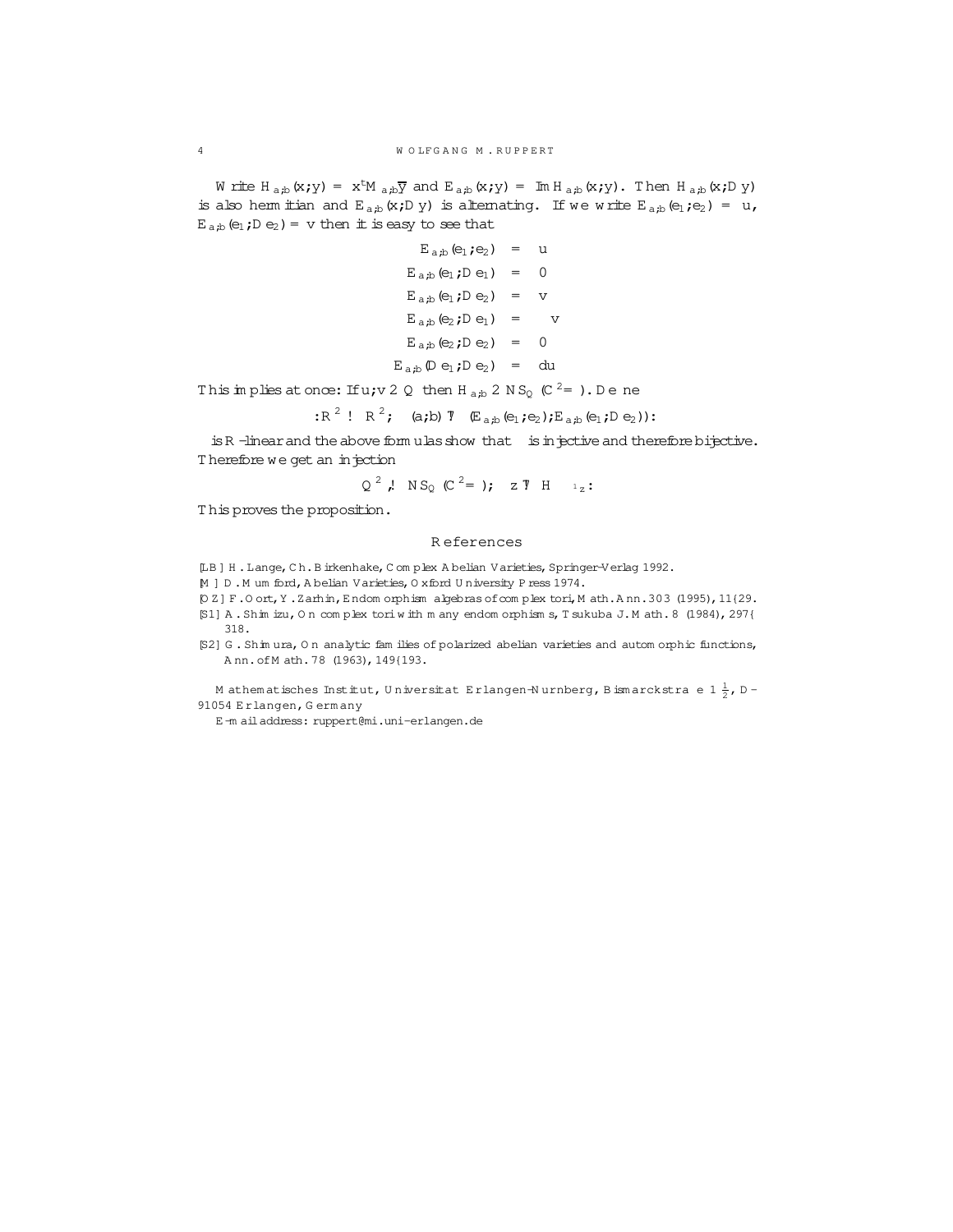Write $H_{a,b}(x,y) = x^t M_{a,b}\overline{y}$ and $E_{a,b}(x,y) = \operatorname{Im} H_{a,b}(x,y)$. Then $H_{a,b}(x,Dy)$ is also hermitian and $E_{a,b}(x,Dy)$ is alternating. If we write $E_{a,b}(e_1,e_2) = u$, $E_{a,b}(e_1,De_2) = v$ then it is easy to see that

$$
\begin{aligned}
E_{a,b}(e_1,e_2) &= u \\
E_{a,b}(e_1,De_1) &= 0 \\
E_{a,b}(e_1,De_2) &= v \\
E_{a,b}(e_2,De_1) &= -v \\
E_{a,b}(e_2,De_2) &= 0 \\
E_{a,b}(De_1,De_2) &= du
\end{aligned}
$$

This implies at once: If $u,v \in \mathbb{Q}$ then $H_{a,b} \in NS_{\mathbb{Q}}(\mathbb{C}^2/\Lambda)$. Define

$$\phi : \mathbb{R}^2 \to \mathbb{R}^2, \quad (a,b) \mapsto (E_{a,b}(e_1,e_2), E_{a,b}(e_1,De_2)).$$

$\phi$ is $\mathbb{R}$-linear and the above formulas show that $\phi$ is injective and therefore bijective. Therefore we get an injection

$$\mathbb{Q}^2 \hookrightarrow NS_{\mathbb{Q}}(\mathbb{C}^2/\Lambda), \quad z \mapsto H_{\phi^{-1}z}.$$

This proves the proposition.

## References

[LB] H. Lange, Ch. Birkenhake, Complex Abelian Varieties, Springer-Verlag 1992.

[M] D. Mumford, Abelian Varieties, Oxford University Press 1974.

[OZ] F. Oort, Y. Zarhin, Endomorphism algebras of complex tori, Math. Ann. 303 (1995), 11–29.

[S1] A. Shimizu, On complex tori with many endomorphisms, Tsukuba J. Math. 8 (1984), 297–318.

[S2] G. Shimura, On analytic families of polarized abelian varieties and automorphic functions, Ann. of Math. 78 (1963), 149–193.

Mathematisches Institut, Universität Erlangen-Nürnberg, Bismarckstraße $1\frac{1}{2}$, D-91054 Erlangen, Germany

E-mail address: ruppert@mi.uni-erlangen.de